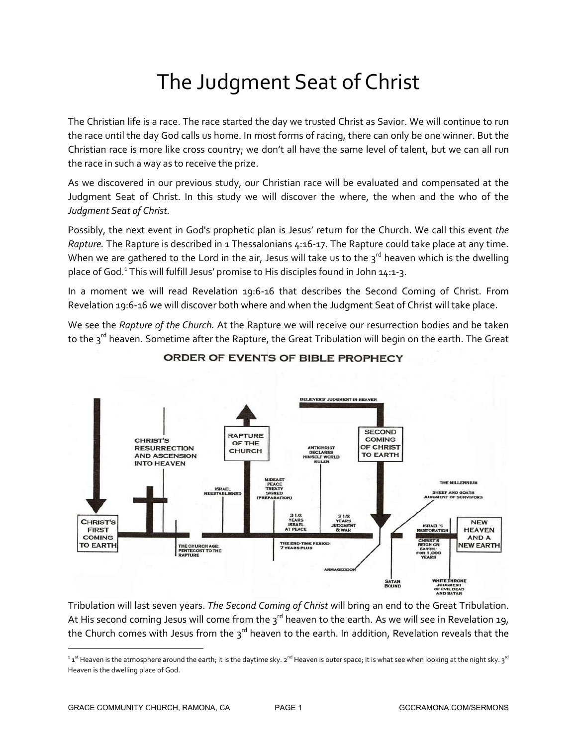# The Judgment Seat of Christ

The Christian life is a race. The race started the day we trusted Christ as Savior. We will continue to run the race until the day God calls us home. In most forms of racing, there can only be one winner. But the Christian race is more like cross country; we don't all have the same level of talent, but we can all run the race in such a way as to receive the prize.

As we discovered in our previous study, our Christian race will be evaluated and compensated at the Judgment Seat of Christ. In this study we will discover the where, the when and the who of the *Judgment Seat of Christ.*

Possibly, the next event in God's prophetic plan is Jesus' return for the Church. We call this event *the Rapture.* The Rapture is described in 1 Thessalonians 4:16-17. The Rapture could take place at any time. When we are gathered to the Lord in the air, Jesus will take us to the 3rd heaven which is the dwelling place of God.[1] This will fulfill Jesus' promise to His disciples found in John 14:1-3.

In a moment we will read Revelation 19:6-16 that describes the Second Coming of Christ. From Revelation 19:6-16 we will discover both where and when the Judgment Seat of Christ will take place.

We see the *Rapture of the Church.* At the Rapture we will receive our resurrection bodies and be taken to the 3rd heaven. Sometime after the Rapture, the Great Tribulation will begin on the earth. The Great

**ORDER OF EVENTS OF BIBLE PROPHECY**

CHRIST'S FIRST COMING TO EARTH — CHRIST'S RESURRECTION AND ASCENSION INTO HEAVEN — THE CHURCH AGE: PENTECOST TO THE RAPTURE — ISRAEL REESTABLISHED — RAPTURE OF THE CHURCH — MIDEAST PEACE TREATY SIGNED (PREPARATION) — THE END-TIME PERIOD: 7 YEARS PLUS — 3 1/2 YEARS ISRAEL AT PEACE — ANTICHRIST DECLARES HIMSELF WORLD RULER — 3 1/2 YEARS JUDGMENT & WAR — BELIEVERS' JUDGMENT IN HEAVEN — SECOND COMING OF CHRIST TO EARTH — ARMAGEDDON — SATAN BOUND — THE MILLENNIUM — SHEEP AND GOATS JUDGMENT OF SURVIVORS — ISRAEL'S RESTORATION — CHRIST'S REIGN ON EARTH - FOR 1,000 YEARS — WHITE THRONE JUDGMENT OF EVIL DEAD AND SATAN — NEW HEAVEN AND A NEW EARTH

Tribulation will last seven years. *The Second Coming of Christ* will bring an end to the Great Tribulation. At His second coming Jesus will come from the 3rd heaven to the earth. As we will see in Revelation 19, the Church comes with Jesus from the 3rd heaven to the earth. In addition, Revelation reveals that the

---

[1] 1st Heaven is the atmosphere around the earth; it is the daytime sky. 2nd Heaven is outer space; it is what see when looking at the night sky. 3rd Heaven is the dwelling place of God.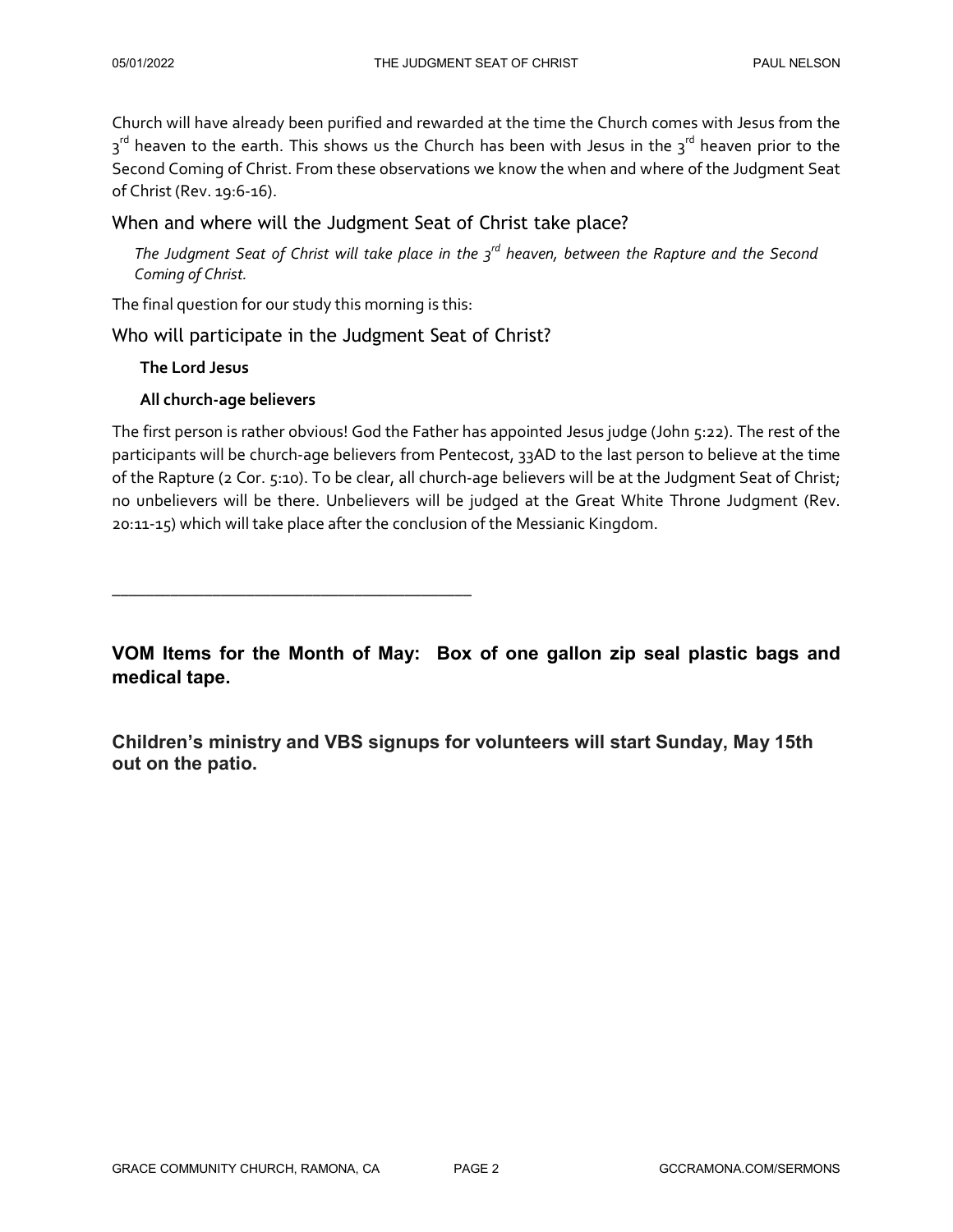Church will have already been purified and rewarded at the time the Church comes with Jesus from the 3rd heaven to the earth. This shows us the Church has been with Jesus in the 3rd heaven prior to the Second Coming of Christ. From these observations we know the when and where of the Judgment Seat of Christ (Rev. 19:6-16).

## When and where will the Judgment Seat of Christ take place?

*The Judgment Seat of Christ will take place in the 3rd heaven, between the Rapture and the Second Coming of Christ.*

The final question for our study this morning is this:

## Who will participate in the Judgment Seat of Christ?

**The Lord Jesus**

**All church-age believers**

The first person is rather obvious! God the Father has appointed Jesus judge (John 5:22). The rest of the participants will be church-age believers from Pentecost, 33AD to the last person to believe at the time of the Rapture (2 Cor. 5:10). To be clear, all church-age believers will be at the Judgment Seat of Christ; no unbelievers will be there. Unbelievers will be judged at the Great White Throne Judgment (Rev. 20:11-15) which will take place after the conclusion of the Messianic Kingdom.

---

**VOM Items for the Month of May: Box of one gallon zip seal plastic bags and medical tape.**

**Children's ministry and VBS signups for volunteers will start Sunday, May 15th out on the patio.**